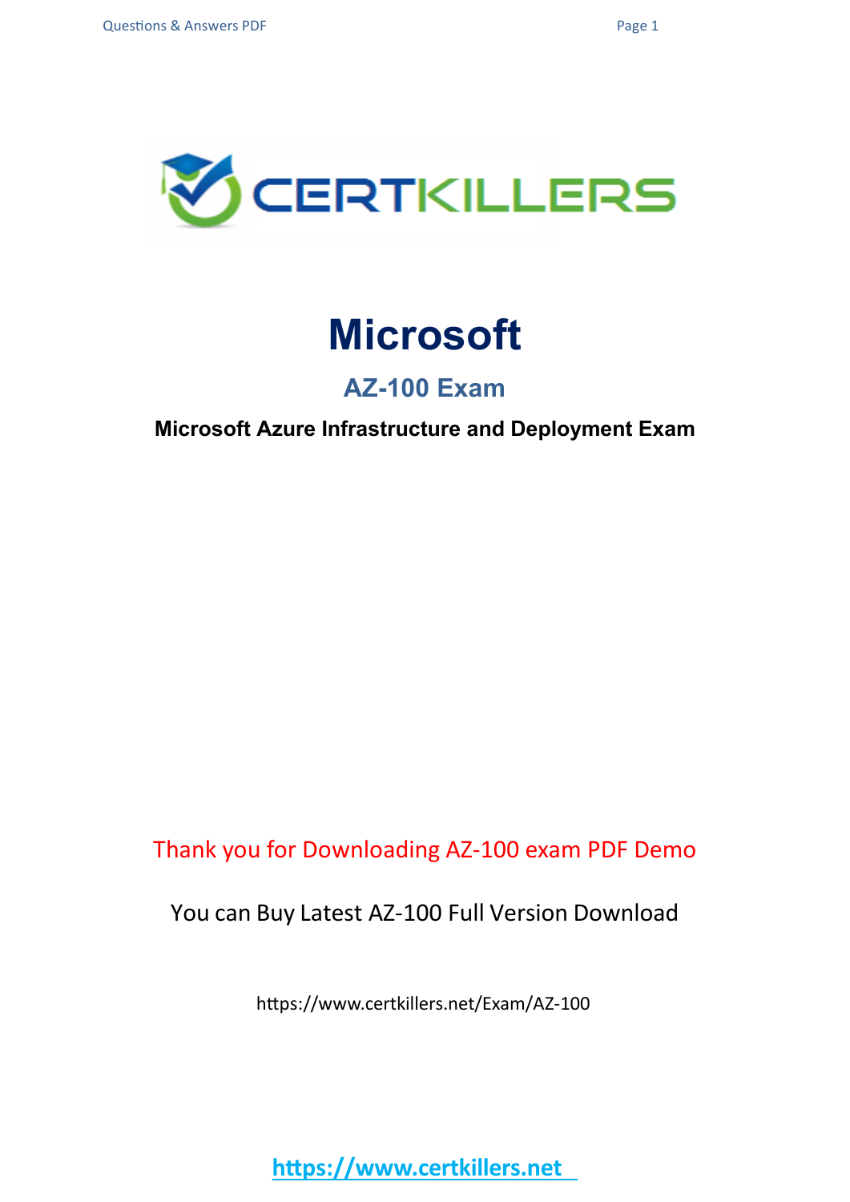# Microsoft

## AZ-100 Exam

**Microsoft Azure Infrastructure and Deployment Exam**

Thank you for Downloading AZ-100 exam PDF Demo

You can Buy Latest AZ-100 Full Version Download

https://www.certkillers.net/Exam/AZ-100

https://www.certkillers.net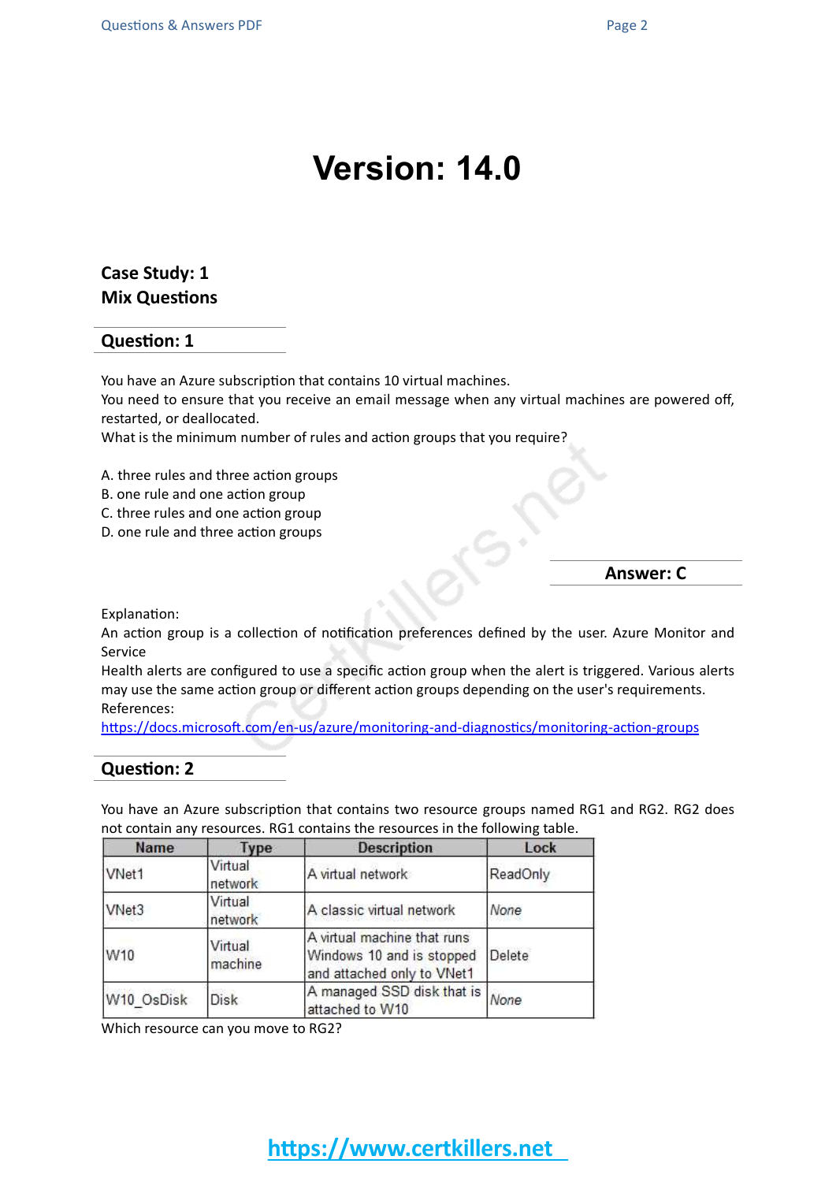# Version: 14.0

## Case Study: 1
## Mix Questions

### Question: 1

You have an Azure subscription that contains 10 virtual machines.
You need to ensure that you receive an email message when any virtual machines are powered off, restarted, or deallocated.
What is the minimum number of rules and action groups that you require?

A. three rules and three action groups
B. one rule and one action group
C. three rules and one action group
D. one rule and three action groups

**Answer: C**

Explanation:
An action group is a collection of notification preferences defined by the user. Azure Monitor and Service
Health alerts are configured to use a specific action group when the alert is triggered. Various alerts may use the same action group or different action groups depending on the user's requirements.
References:
https://docs.microsoft.com/en-us/azure/monitoring-and-diagnostics/monitoring-action-groups

### Question: 2

You have an Azure subscription that contains two resource groups named RG1 and RG2. RG2 does not contain any resources. RG1 contains the resources in the following table.

| Name | Type | Description | Lock |
|---|---|---|---|
| VNet1 | Virtual network | A virtual network | ReadOnly |
| VNet3 | Virtual network | A classic virtual network | None |
| W10 | Virtual machine | A virtual machine that runs Windows 10 and is stopped and attached only to VNet1 | Delete |
| W10_OsDisk | Disk | A managed SSD disk that is attached to W10 | None |

Which resource can you move to RG2?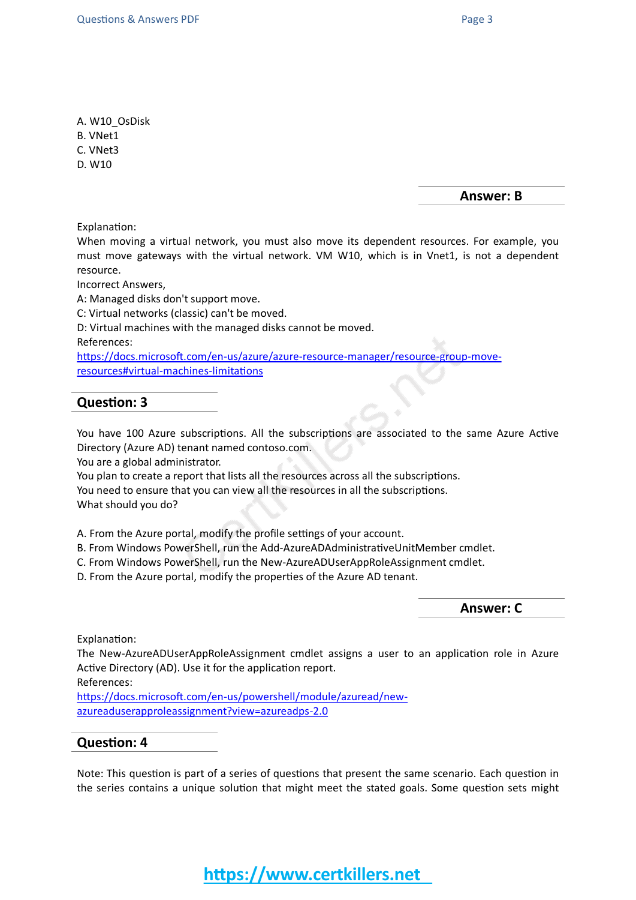A. W10_OsDisk
B. VNet1
C. VNet3
D. W10

**Answer: B**

Explanation:
When moving a virtual network, you must also move its dependent resources. For example, you must move gateways with the virtual network. VM W10, which is in Vnet1, is not a dependent resource.
Incorrect Answers,
A: Managed disks don't support move.
C: Virtual networks (classic) can't be moved.
D: Virtual machines with the managed disks cannot be moved.
References:
[https://docs.microsoft.com/en-us/azure/azure-resource-manager/resource-group-move-resources#virtual-machines-limitations](https://docs.microsoft.com/en-us/azure/azure-resource-manager/resource-group-move-resources#virtual-machines-limitations)

## Question: 3

You have 100 Azure subscriptions. All the subscriptions are associated to the same Azure Active Directory (Azure AD) tenant named contoso.com.
You are a global administrator.
You plan to create a report that lists all the resources across all the subscriptions.
You need to ensure that you can view all the resources in all the subscriptions.
What should you do?

A. From the Azure portal, modify the profile settings of your account.
B. From Windows PowerShell, run the Add-AzureADAdministrativeUnitMember cmdlet.
C. From Windows PowerShell, run the New-AzureADUserAppRoleAssignment cmdlet.
D. From the Azure portal, modify the properties of the Azure AD tenant.

**Answer: C**

Explanation:
The New-AzureADUserAppRoleAssignment cmdlet assigns a user to an application role in Azure Active Directory (AD). Use it for the application report.
References:
[https://docs.microsoft.com/en-us/powershell/module/azuread/new-azureaduserapproleassignment?view=azureadps-2.0](https://docs.microsoft.com/en-us/powershell/module/azuread/new-azureaduserapproleassignment?view=azureadps-2.0)

## Question: 4

Note: This question is part of a series of questions that present the same scenario. Each question in the series contains a unique solution that might meet the stated goals. Some question sets might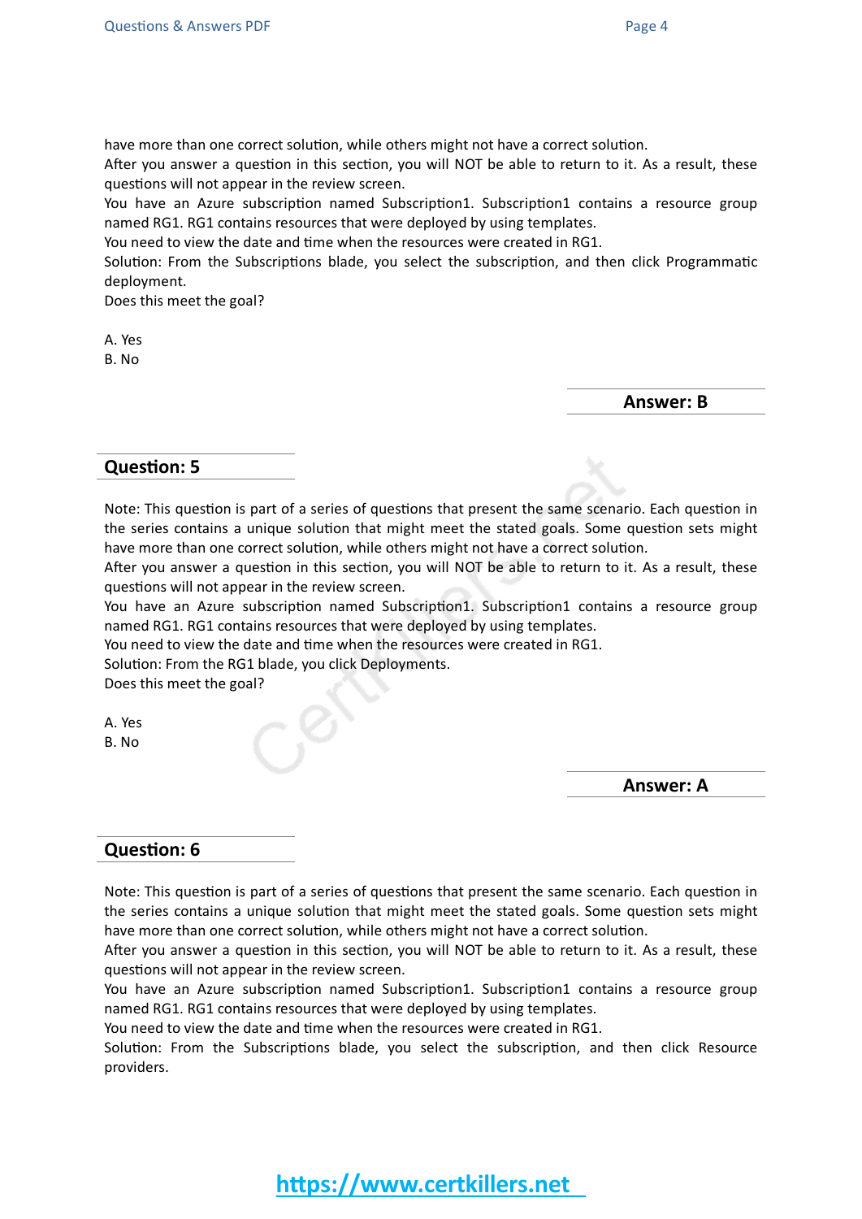have more than one correct solution, while others might not have a correct solution.
After you answer a question in this section, you will NOT be able to return to it. As a result, these questions will not appear in the review screen.
You have an Azure subscription named Subscription1. Subscription1 contains a resource group named RG1. RG1 contains resources that were deployed by using templates.
You need to view the date and time when the resources were created in RG1.
Solution: From the Subscriptions blade, you select the subscription, and then click Programmatic deployment.
Does this meet the goal?

A. Yes
B. No

**Answer: B**

## Question: 5

Note: This question is part of a series of questions that present the same scenario. Each question in the series contains a unique solution that might meet the stated goals. Some question sets might have more than one correct solution, while others might not have a correct solution.
After you answer a question in this section, you will NOT be able to return to it. As a result, these questions will not appear in the review screen.
You have an Azure subscription named Subscription1. Subscription1 contains a resource group named RG1. RG1 contains resources that were deployed by using templates.
You need to view the date and time when the resources were created in RG1.
Solution: From the RG1 blade, you click Deployments.
Does this meet the goal?

A. Yes
B. No

**Answer: A**

## Question: 6

Note: This question is part of a series of questions that present the same scenario. Each question in the series contains a unique solution that might meet the stated goals. Some question sets might have more than one correct solution, while others might not have a correct solution.
After you answer a question in this section, you will NOT be able to return to it. As a result, these questions will not appear in the review screen.
You have an Azure subscription named Subscription1. Subscription1 contains a resource group named RG1. RG1 contains resources that were deployed by using templates.
You need to view the date and time when the resources were created in RG1.
Solution: From the Subscriptions blade, you select the subscription, and then click Resource providers.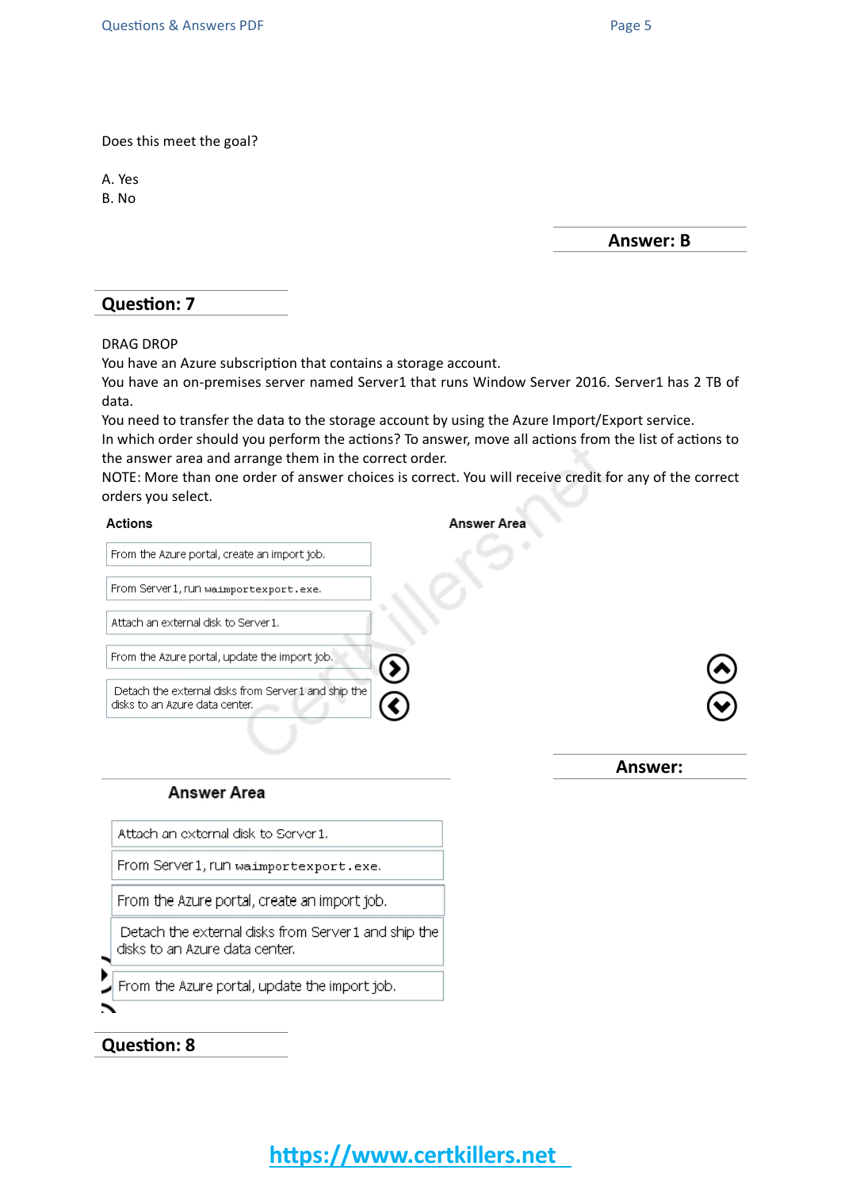Does this meet the goal?

A. Yes
B. No

**Answer: B**

## Question: 7

DRAG DROP
You have an Azure subscription that contains a storage account.
You have an on-premises server named Server1 that runs Window Server 2016. Server1 has 2 TB of data.
You need to transfer the data to the storage account by using the Azure Import/Export service.
In which order should you perform the actions? To answer, move all actions from the list of actions to the answer area and arrange them in the correct order.
NOTE: More than one order of answer choices is correct. You will receive credit for any of the correct orders you select.

**Actions**

- From the Azure portal, create an import job.
- From Server1, run `waimportexport.exe`.
- Attach an external disk to Server1.
- From the Azure portal, update the import job.
- Detach the external disks from Server1 and ship the disks to an Azure data center.

**Answer Area**

**Answer:**

**Answer Area**

1. Attach an external disk to Server1.
2. From Server1, run `waimportexport.exe`.
3. From the Azure portal, create an import job.
4. Detach the external disks from Server1 and ship the disks to an Azure data center.
5. From the Azure portal, update the import job.

## Question: 8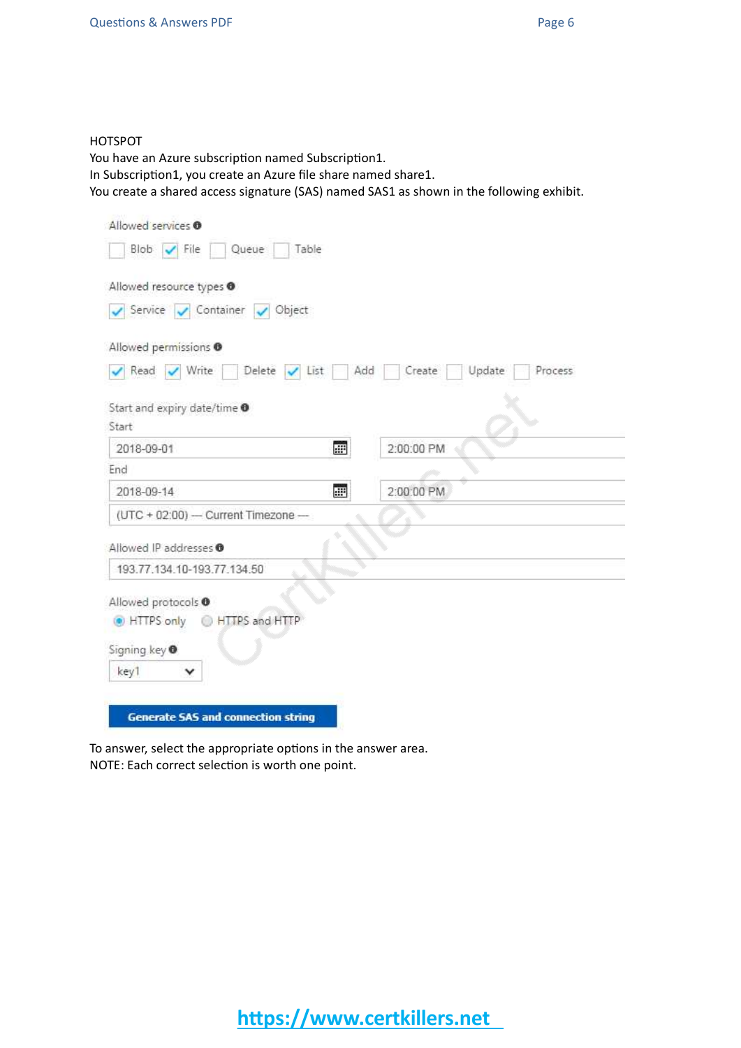HOTSPOT

You have an Azure subscription named Subscription1.

In Subscription1, you create an Azure file share named share1.

You create a shared access signature (SAS) named SAS1 as shown in the following exhibit.

Allowed services

- [ ] Blob
- [x] File
- [ ] Queue
- [ ] Table

Allowed resource types

- [x] Service
- [x] Container
- [x] Object

Allowed permissions

- [x] Read
- [x] Write
- [ ] Delete
- [x] List
- [ ] Add
- [ ] Create
- [ ] Update
- [ ] Process

Start and expiry date/time

Start

2018-09-01 2:00:00 PM

End

2018-09-14 2:00:00 PM

(UTC + 02:00) — Current Timezone —

Allowed IP addresses

193.77.134.10-193.77.134.50

Allowed protocols

- (•) HTTPS only
- ( ) HTTPS and HTTP

Signing key

key1

Generate SAS and connection string

To answer, select the appropriate options in the answer area.

NOTE: Each correct selection is worth one point.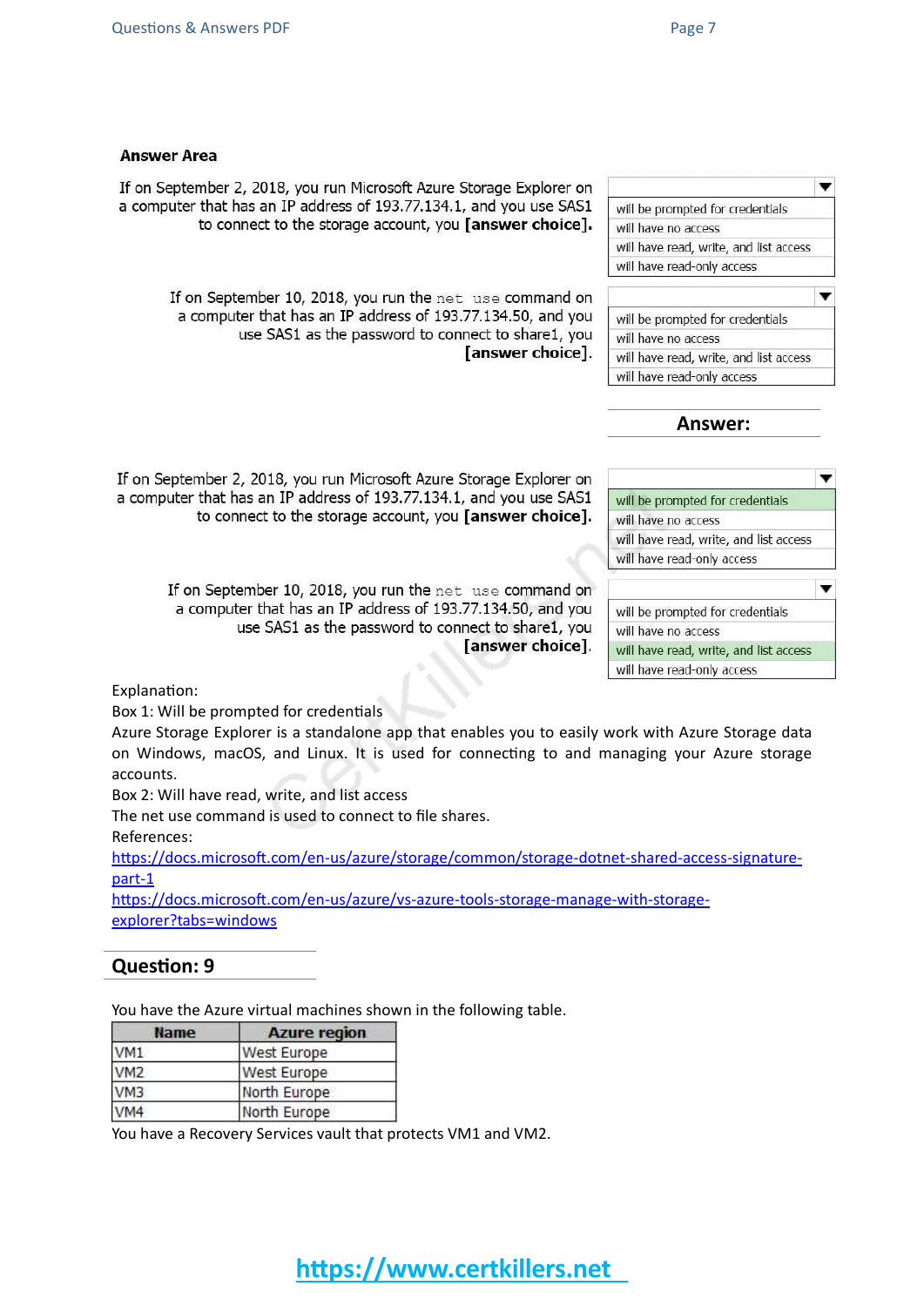**Answer Area**

If on September 2, 2018, you run Microsoft Azure Storage Explorer on a computer that has an IP address of 193.77.134.1, and you use SAS1 to connect to the storage account, you **[answer choice]**.

- will be prompted for credentials
- will have no access
- will have read, write, and list access
- will have read-only access

If on September 10, 2018, you run the `net use` command on a computer that has an IP address of 193.77.134.50, and you use SAS1 as the password to connect to share1, you **[answer choice]**.

- will be prompted for credentials
- will have no access
- will have read, write, and list access
- will have read-only access

**Answer:**

If on September 2, 2018, you run Microsoft Azure Storage Explorer on a computer that has an IP address of 193.77.134.1, and you use SAS1 to connect to the storage account, you **[answer choice]**.

- **will be prompted for credentials** (selected)
- will have no access
- will have read, write, and list access
- will have read-only access

If on September 10, 2018, you run the `net use` command on a computer that has an IP address of 193.77.134.50, and you use SAS1 as the password to connect to share1, you **[answer choice]**.

- will be prompted for credentials
- will have no access
- **will have read, write, and list access** (selected)
- will have read-only access

Explanation:

Box 1: Will be prompted for credentials

Azure Storage Explorer is a standalone app that enables you to easily work with Azure Storage data on Windows, macOS, and Linux. It is used for connecting to and managing your Azure storage accounts.

Box 2: Will have read, write, and list access

The net use command is used to connect to file shares.

References:

https://docs.microsoft.com/en-us/azure/storage/common/storage-dotnet-shared-access-signature-part-1

https://docs.microsoft.com/en-us/azure/vs-azure-tools-storage-manage-with-storage-explorer?tabs=windows

## Question: 9

You have the Azure virtual machines shown in the following table.

| Name | Azure region |
|---|---|
| VM1 | West Europe |
| VM2 | West Europe |
| VM3 | North Europe |
| VM4 | North Europe |

You have a Recovery Services vault that protects VM1 and VM2.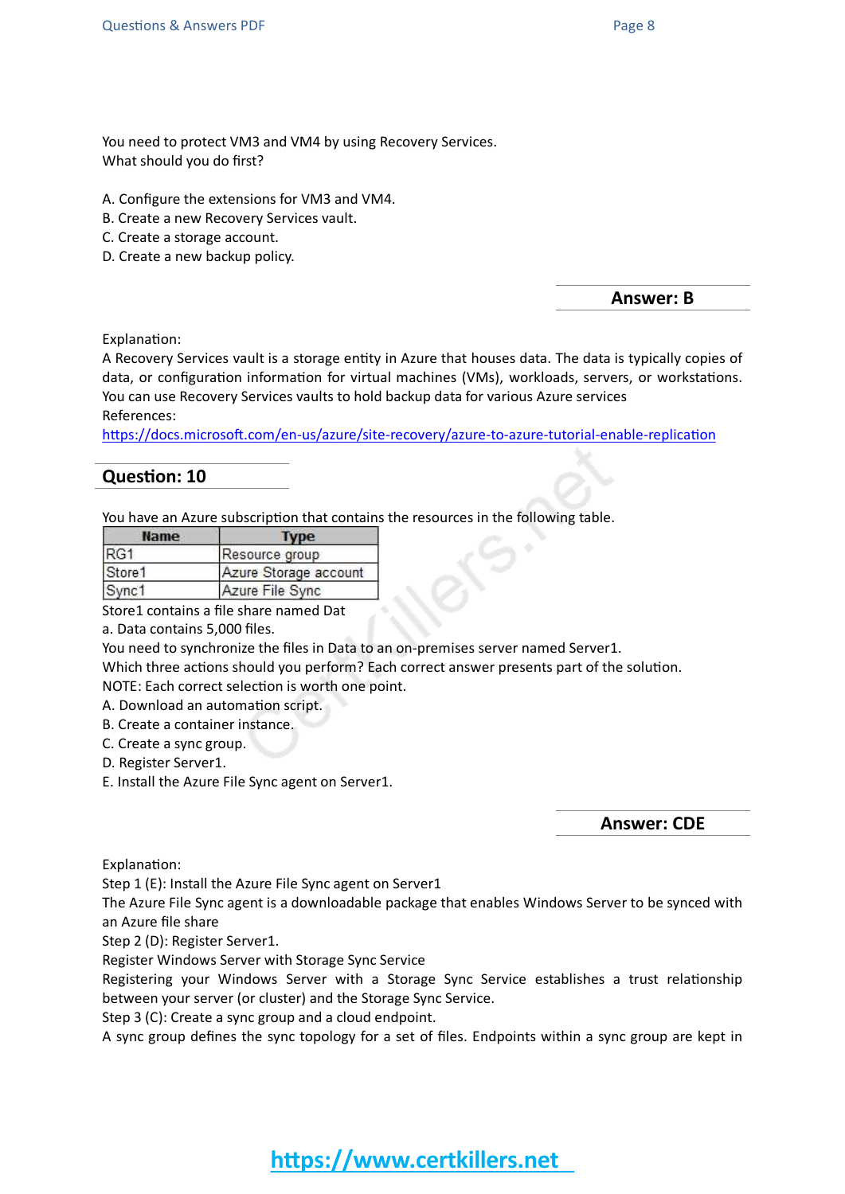You need to protect VM3 and VM4 by using Recovery Services.
What should you do first?

A. Configure the extensions for VM3 and VM4.
B. Create a new Recovery Services vault.
C. Create a storage account.
D. Create a new backup policy.

**Answer: B**

Explanation:
A Recovery Services vault is a storage entity in Azure that houses data. The data is typically copies of data, or configuration information for virtual machines (VMs), workloads, servers, or workstations. You can use Recovery Services vaults to hold backup data for various Azure services
References:
https://docs.microsoft.com/en-us/azure/site-recovery/azure-to-azure-tutorial-enable-replication

## Question: 10

You have an Azure subscription that contains the resources in the following table.

| Name | Type |
|---|---|
| RG1 | Resource group |
| Store1 | Azure Storage account |
| Sync1 | Azure File Sync |

Store1 contains a file share named Dat
a. Data contains 5,000 files.
You need to synchronize the files in Data to an on-premises server named Server1.
Which three actions should you perform? Each correct answer presents part of the solution.
NOTE: Each correct selection is worth one point.
A. Download an automation script.
B. Create a container instance.
C. Create a sync group.
D. Register Server1.
E. Install the Azure File Sync agent on Server1.

**Answer: CDE**

Explanation:
Step 1 (E): Install the Azure File Sync agent on Server1
The Azure File Sync agent is a downloadable package that enables Windows Server to be synced with an Azure file share
Step 2 (D): Register Server1.
Register Windows Server with Storage Sync Service
Registering your Windows Server with a Storage Sync Service establishes a trust relationship between your server (or cluster) and the Storage Sync Service.
Step 3 (C): Create a sync group and a cloud endpoint.
A sync group defines the sync topology for a set of files. Endpoints within a sync group are kept in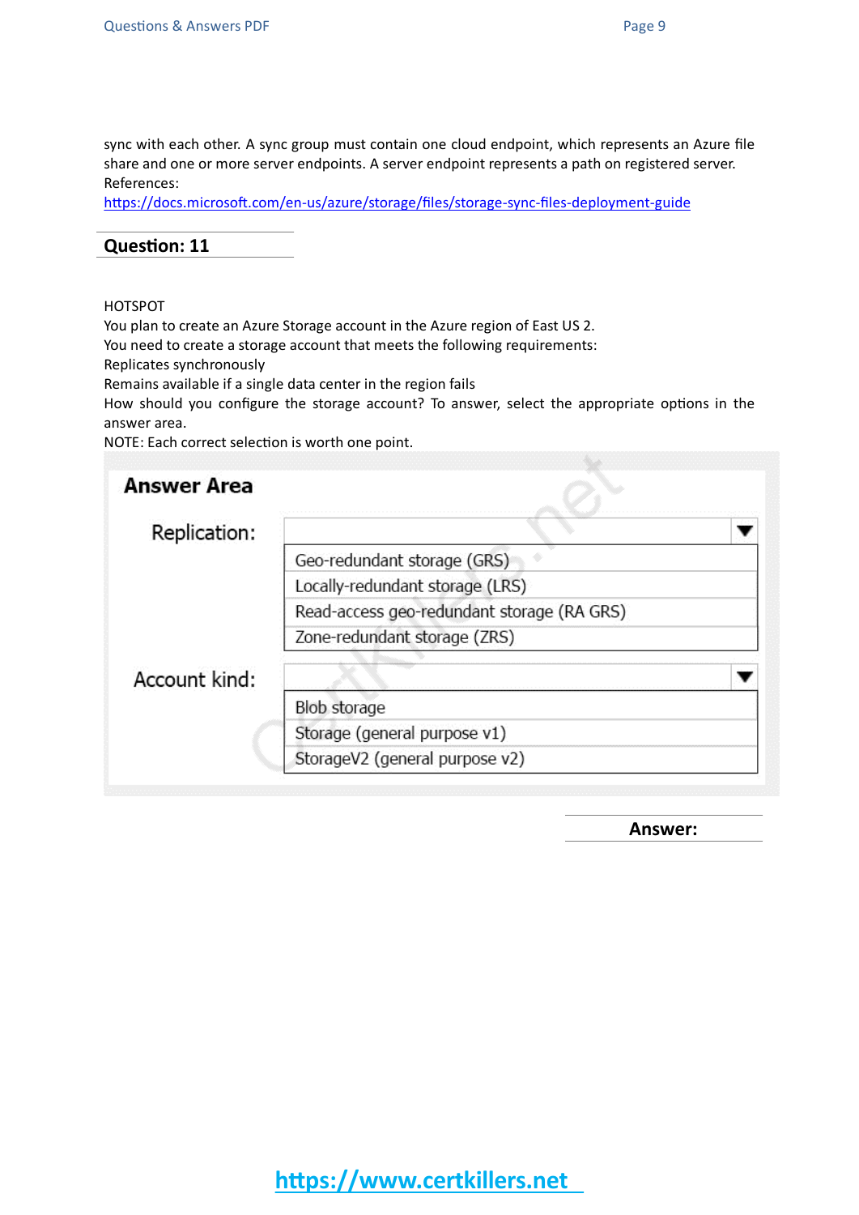sync with each other. A sync group must contain one cloud endpoint, which represents an Azure file share and one or more server endpoints. A server endpoint represents a path on registered server.
References:
https://docs.microsoft.com/en-us/azure/storage/files/storage-sync-files-deployment-guide

## Question: 11

HOTSPOT
You plan to create an Azure Storage account in the Azure region of East US 2.
You need to create a storage account that meets the following requirements:
Replicates synchronously
Remains available if a single data center in the region fails
How should you configure the storage account? To answer, select the appropriate options in the answer area.
NOTE: Each correct selection is worth one point.

**Answer Area**

Replication:
- Geo-redundant storage (GRS)
- Locally-redundant storage (LRS)
- Read-access geo-redundant storage (RA GRS)
- Zone-redundant storage (ZRS)

Account kind:
- Blob storage
- Storage (general purpose v1)
- StorageV2 (general purpose v2)

**Answer:**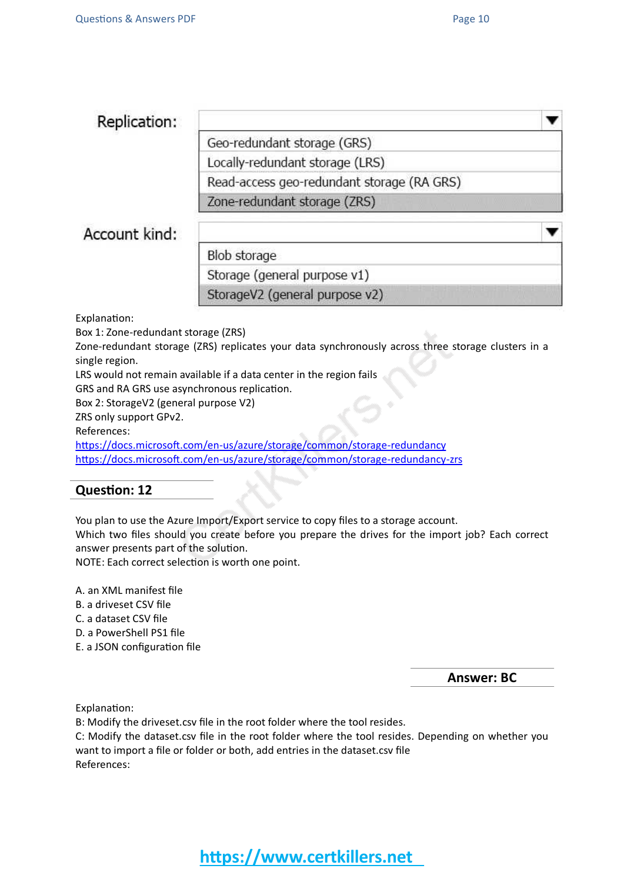Replication:

| Replication: |
|---|
| Geo-redundant storage (GRS) |
| Locally-redundant storage (LRS) |
| Read-access geo-redundant storage (RA GRS) |
| Zone-redundant storage (ZRS) |

| Account kind: |
|---|
| Blob storage |
| Storage (general purpose v1) |
| StorageV2 (general purpose v2) |

Explanation:
Box 1: Zone-redundant storage (ZRS)
Zone-redundant storage (ZRS) replicates your data synchronously across three storage clusters in a single region.
LRS would not remain available if a data center in the region fails
GRS and RA GRS use asynchronous replication.
Box 2: StorageV2 (general purpose V2)
ZRS only support GPv2.
References:
https://docs.microsoft.com/en-us/azure/storage/common/storage-redundancy
https://docs.microsoft.com/en-us/azure/storage/common/storage-redundancy-zrs

## Question: 12

You plan to use the Azure Import/Export service to copy files to a storage account.
Which two files should you create before you prepare the drives for the import job? Each correct answer presents part of the solution.
NOTE: Each correct selection is worth one point.

A. an XML manifest file
B. a driveset CSV file
C. a dataset CSV file
D. a PowerShell PS1 file
E. a JSON configuration file

**Answer: BC**

Explanation:
B: Modify the driveset.csv file in the root folder where the tool resides.
C: Modify the dataset.csv file in the root folder where the tool resides. Depending on whether you want to import a file or folder or both, add entries in the dataset.csv file
References: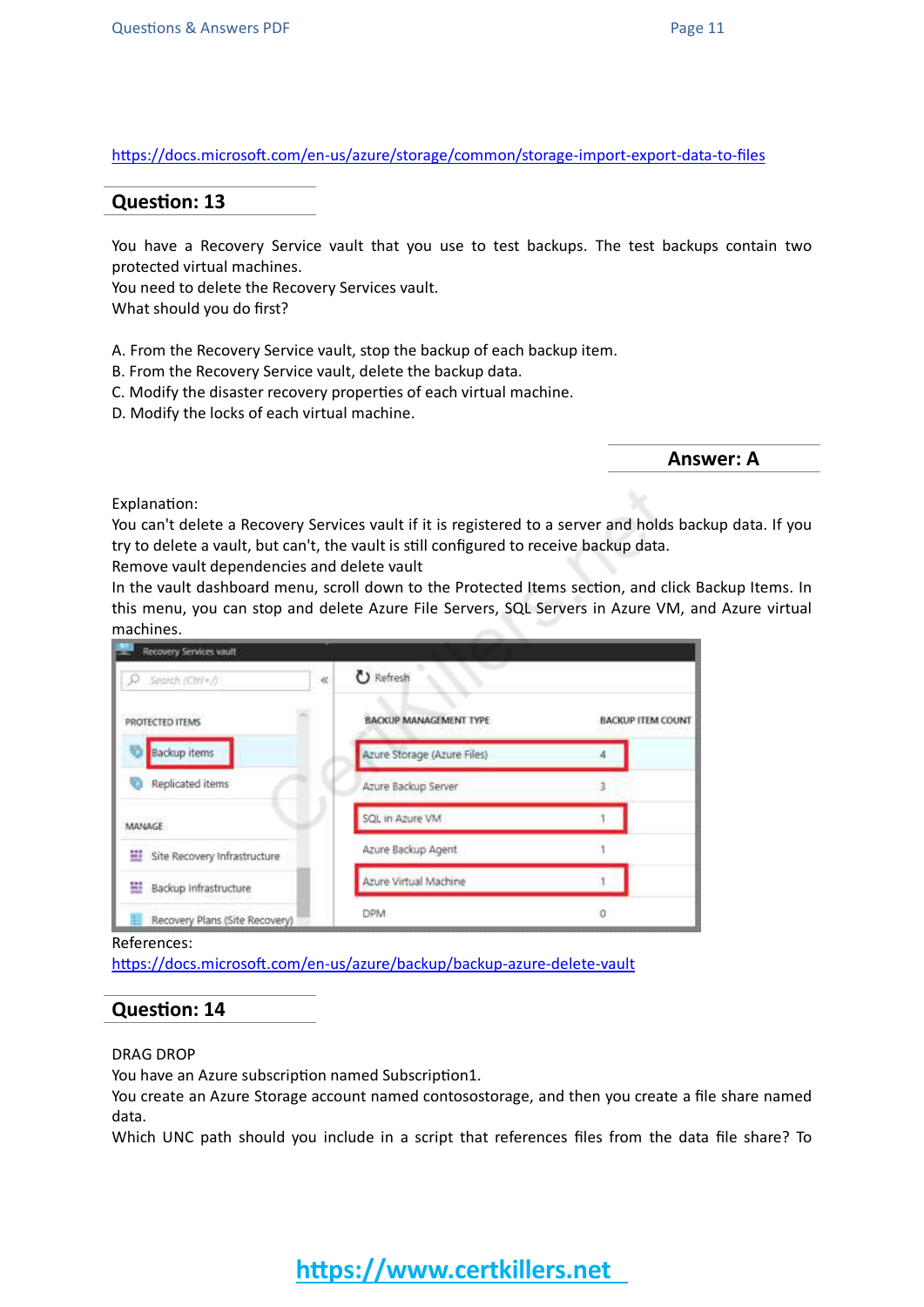https://docs.microsoft.com/en-us/azure/storage/common/storage-import-export-data-to-files

## Question: 13

You have a Recovery Service vault that you use to test backups. The test backups contain two protected virtual machines.
You need to delete the Recovery Services vault.
What should you do first?

A. From the Recovery Service vault, stop the backup of each backup item.
B. From the Recovery Service vault, delete the backup data.
C. Modify the disaster recovery properties of each virtual machine.
D. Modify the locks of each virtual machine.

**Answer: A**

Explanation:
You can't delete a Recovery Services vault if it is registered to a server and holds backup data. If you try to delete a vault, but can't, the vault is still configured to receive backup data.
Remove vault dependencies and delete vault
In the vault dashboard menu, scroll down to the Protected Items section, and click Backup Items. In this menu, you can stop and delete Azure File Servers, SQL Servers in Azure VM, and Azure virtual machines.

References:
https://docs.microsoft.com/en-us/azure/backup/backup-azure-delete-vault

## Question: 14

DRAG DROP
You have an Azure subscription named Subscription1.
You create an Azure Storage account named contosostorage, and then you create a file share named data.
Which UNC path should you include in a script that references files from the data file share? To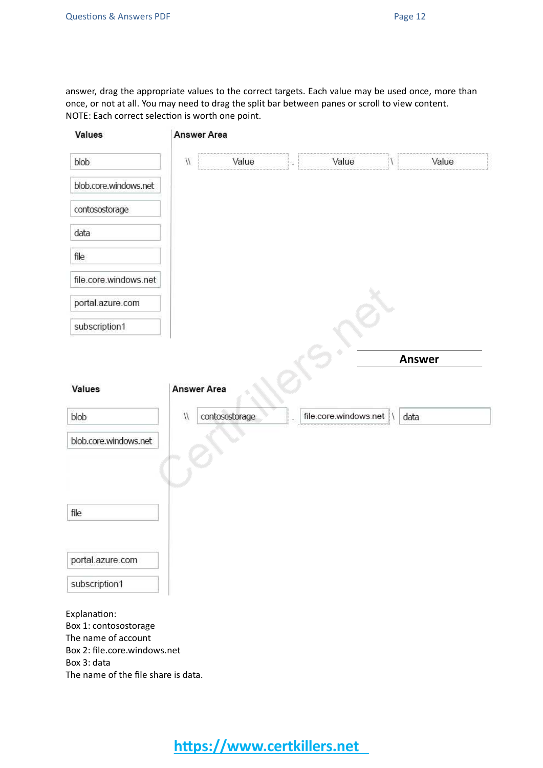answer, drag the appropriate values to the correct targets. Each value may be used once, more than once, or not at all. You may need to drag the split bar between panes or scroll to view content.
NOTE: Each correct selection is worth one point.

**Values**

- blob
- blob.core.windows.net
- contosostorage
- data
- file
- file.core.windows.net
- portal.azure.com
- subscription1

**Answer Area**

\\ [Value] . [Value] \ [Value]

## Answer

**Values**

- blob
- blob.core.windows.net
- file
- portal.azure.com
- subscription1

**Answer Area**

\\ contosostorage . file.core.windows.net \ data

Explanation:
Box 1: contosostorage
The name of account
Box 2: file.core.windows.net
Box 3: data
The name of the file share is data.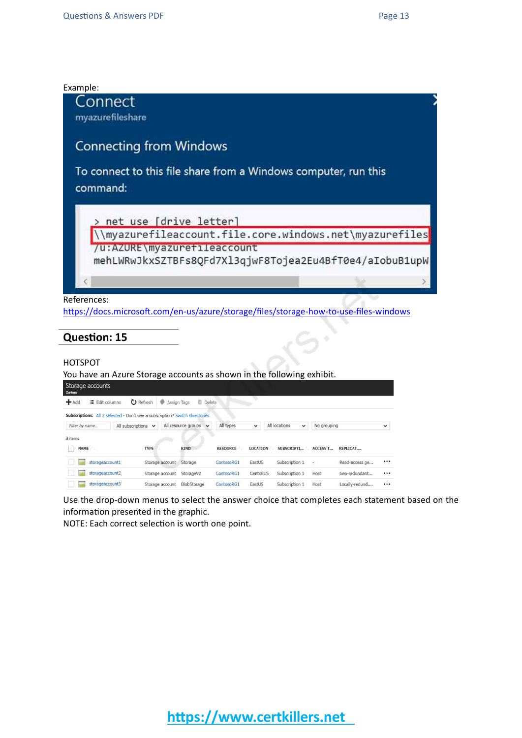Example:

Connect

myazurefileshare

Connecting from Windows

To connect to this file share from a Windows computer, run this command:

```
> net use [drive letter]
\\myazurefileaccount.file.core.windows.net\myazurefiles
/u:AZURE\myazurefileaccount
mehLWRwJkxSZTBFs8QFd7Xl3qjwF8Tojea2Eu4BfT0e4/aIobuB1upW
```

References:

https://docs.microsoft.com/en-us/azure/storage/files/storage-how-to-use-files-windows

## Question: 15

HOTSPOT

You have an Azure Storage accounts as shown in the following exhibit.

Storage accounts

Contoso

Add | Edit columns | Refresh | Assign Tags | Delete

Subscriptions: All 2 selected - Don't see a subscription? Switch directories

Filter by name... | All subscriptions | All resource groups | All types | All locations | No grouping

3 items

| NAME | TYPE | KIND | RESOURCE | LOCATION | SUBSCRIPTI... | ACCESS T... | REPLICAT... |
|---|---|---|---|---|---|---|---|
| storageaccount1 | Storage account | Storage | ContosoRG1 | EastUS | Subscription 1 | - | Read-access ge... |
| storageaccount2 | Storage account | StorageV2 | ContosoRG1 | CentralUS | Subscription 1 | Host | Geo-redundant... |
| storageaccount3 | Storage account | BlobStorage | ContosoRG1 | EastUS | Subscription 1 | Host | Locally-redund... |

Use the drop-down menus to select the answer choice that completes each statement based on the information presented in the graphic.

NOTE: Each correct selection is worth one point.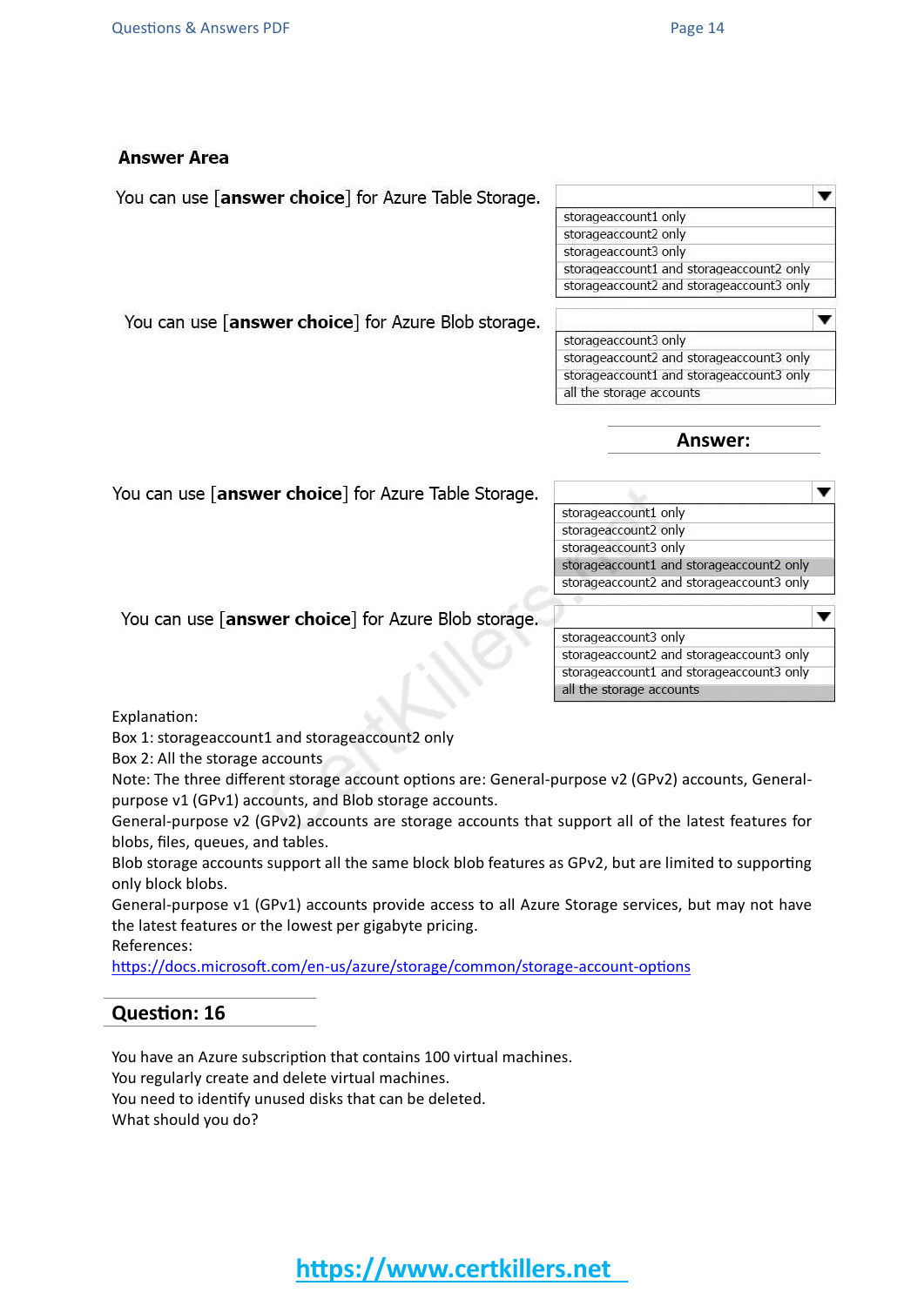**Answer Area**

You can use [**answer choice**] for Azure Table Storage.

- storageaccount1 only
- storageaccount2 only
- storageaccount3 only
- storageaccount1 and storageaccount2 only
- storageaccount2 and storageaccount3 only

You can use [**answer choice**] for Azure Blob storage.

- storageaccount3 only
- storageaccount2 and storageaccount3 only
- storageaccount1 and storageaccount3 only
- all the storage accounts

**Answer:**

You can use [**answer choice**] for Azure Table Storage.

- storageaccount1 only
- storageaccount2 only
- storageaccount3 only
- storageaccount1 and storageaccount2 only
- storageaccount2 and storageaccount3 only

You can use [**answer choice**] for Azure Blob storage.

- storageaccount3 only
- storageaccount2 and storageaccount3 only
- storageaccount1 and storageaccount3 only
- all the storage accounts

Explanation:
Box 1: storageaccount1 and storageaccount2 only
Box 2: All the storage accounts
Note: The three different storage account options are: General-purpose v2 (GPv2) accounts, General-purpose v1 (GPv1) accounts, and Blob storage accounts.
General-purpose v2 (GPv2) accounts are storage accounts that support all of the latest features for blobs, files, queues, and tables.
Blob storage accounts support all the same block blob features as GPv2, but are limited to supporting only block blobs.
General-purpose v1 (GPv1) accounts provide access to all Azure Storage services, but may not have the latest features or the lowest per gigabyte pricing.
References:
https://docs.microsoft.com/en-us/azure/storage/common/storage-account-options

## Question: 16

You have an Azure subscription that contains 100 virtual machines.
You regularly create and delete virtual machines.
You need to identify unused disks that can be deleted.
What should you do?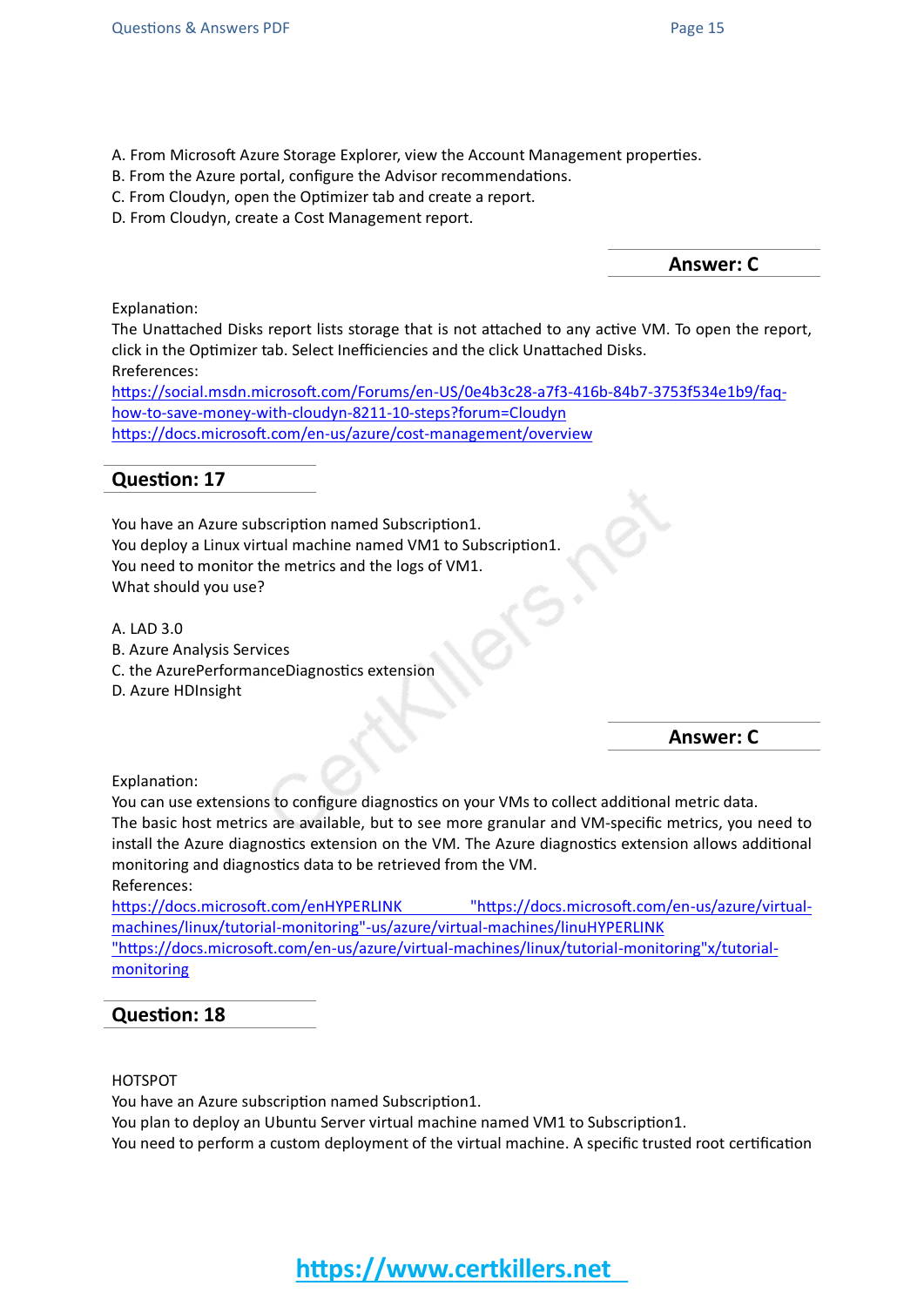A. From Microsoft Azure Storage Explorer, view the Account Management properties.
B. From the Azure portal, configure the Advisor recommendations.
C. From Cloudyn, open the Optimizer tab and create a report.
D. From Cloudyn, create a Cost Management report.

**Answer: C**

Explanation:
The Unattached Disks report lists storage that is not attached to any active VM. To open the report, click in the Optimizer tab. Select Inefficiencies and the click Unattached Disks.
Rreferences:
https://social.msdn.microsoft.com/Forums/en-US/0e4b3c28-a7f3-416b-84b7-3753f534e1b9/faq-how-to-save-money-with-cloudyn-8211-10-steps?forum=Cloudyn
https://docs.microsoft.com/en-us/azure/cost-management/overview

## Question: 17

You have an Azure subscription named Subscription1.
You deploy a Linux virtual machine named VM1 to Subscription1.
You need to monitor the metrics and the logs of VM1.
What should you use?

A. LAD 3.0
B. Azure Analysis Services
C. the AzurePerformanceDiagnostics extension
D. Azure HDInsight

**Answer: C**

Explanation:
You can use extensions to configure diagnostics on your VMs to collect additional metric data.
The basic host metrics are available, but to see more granular and VM-specific metrics, you need to install the Azure diagnostics extension on the VM. The Azure diagnostics extension allows additional monitoring and diagnostics data to be retrieved from the VM.
References:
https://docs.microsoft.com/enHYPERLINK "https://docs.microsoft.com/en-us/azure/virtual-machines/linux/tutorial-monitoring"-us/azure/virtual-machines/linuHYPERLINK "https://docs.microsoft.com/en-us/azure/virtual-machines/linux/tutorial-monitoring"x/tutorial-monitoring

## Question: 18

HOTSPOT
You have an Azure subscription named Subscription1.
You plan to deploy an Ubuntu Server virtual machine named VM1 to Subscription1.
You need to perform a custom deployment of the virtual machine. A specific trusted root certification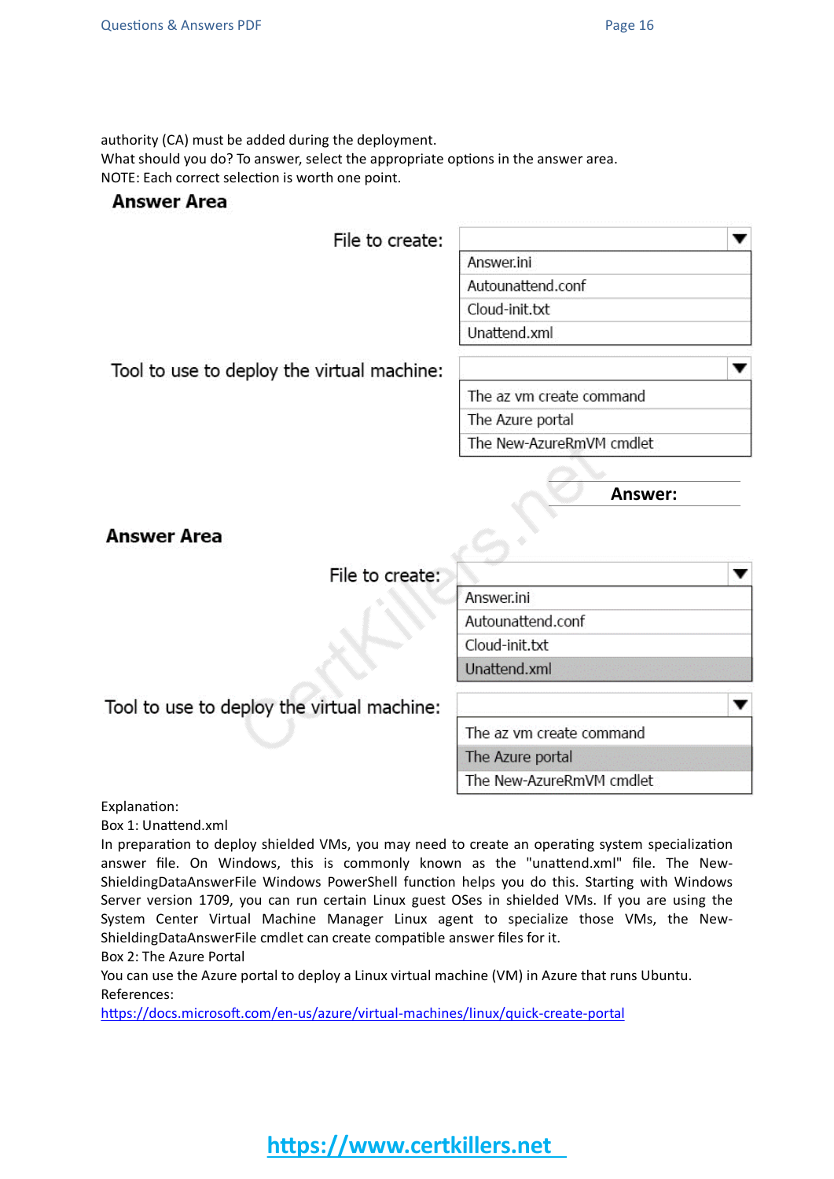authority (CA) must be added during the deployment.

What should you do? To answer, select the appropriate options in the answer area.

NOTE: Each correct selection is worth one point.

**Answer Area**

File to create:

- Answer.ini
- Autounattend.conf
- Cloud-init.txt
- Unattend.xml

Tool to use to deploy the virtual machine:

- The az vm create command
- The Azure portal
- The New-AzureRmVM cmdlet

**Answer:**

**Answer Area**

File to create:

- Answer.ini
- Autounattend.conf
- Cloud-init.txt
- **Unattend.xml**

Tool to use to deploy the virtual machine:

- The az vm create command
- **The Azure portal**
- The New-AzureRmVM cmdlet

Explanation:

Box 1: Unattend.xml

In preparation to deploy shielded VMs, you may need to create an operating system specialization answer file. On Windows, this is commonly known as the "unattend.xml" file. The New-ShieldingDataAnswerFile Windows PowerShell function helps you do this. Starting with Windows Server version 1709, you can run certain Linux guest OSes in shielded VMs. If you are using the System Center Virtual Machine Manager Linux agent to specialize those VMs, the New-ShieldingDataAnswerFile cmdlet can create compatible answer files for it.

Box 2: The Azure Portal

You can use the Azure portal to deploy a Linux virtual machine (VM) in Azure that runs Ubuntu.

References:

https://docs.microsoft.com/en-us/azure/virtual-machines/linux/quick-create-portal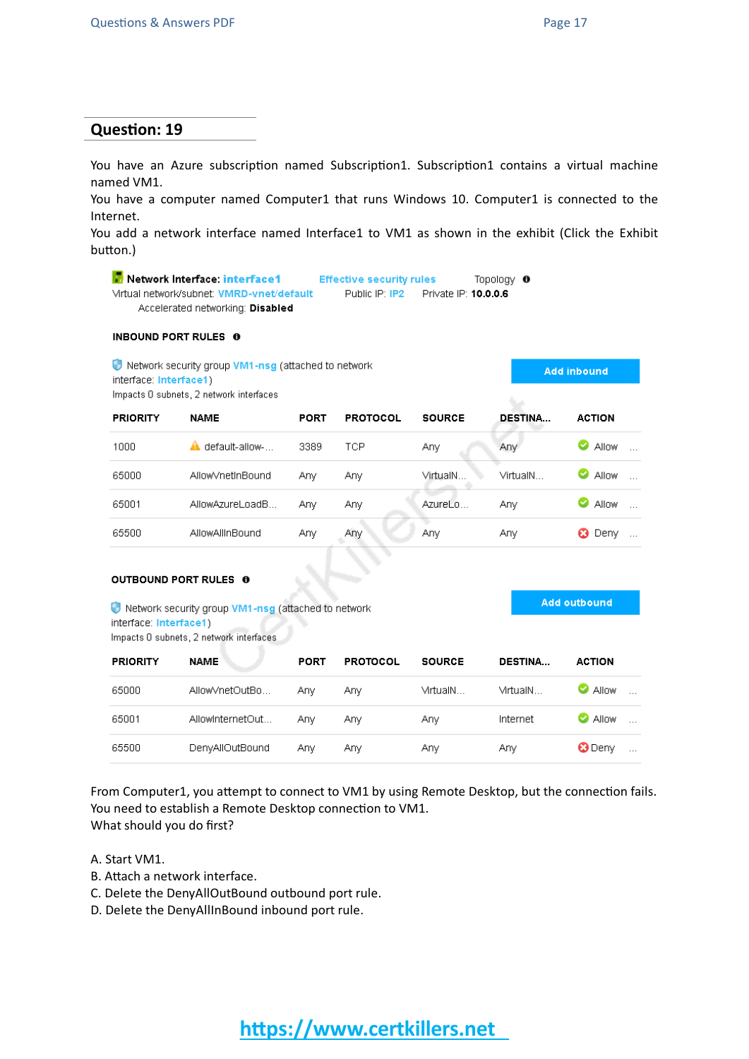## Question: 19

You have an Azure subscription named Subscription1. Subscription1 contains a virtual machine named VM1.
You have a computer named Computer1 that runs Windows 10. Computer1 is connected to the Internet.
You add a network interface named Interface1 to VM1 as shown in the exhibit (Click the Exhibit button.)

**Network Interface: interface1** Effective security rules Topology
Virtual network/subnet: VMRD-vnet/default Public IP: IP2 Private IP: **10.0.0.6**
Accelerated networking: **Disabled**

**INBOUND PORT RULES**

Network security group VM1-nsg (attached to network interface: Interface1)
Impacts 0 subnets, 2 network interfaces

Add inbound

| PRIORITY | NAME | PORT | PROTOCOL | SOURCE | DESTINA... | ACTION |
|---|---|---|---|---|---|---|
| 1000 | default-allow-... | 3389 | TCP | Any | Any | Allow |
| 65000 | AllowVnetInBound | Any | Any | VirtualN... | VirtualN... | Allow |
| 65001 | AllowAzureLoadB... | Any | Any | AzureLo... | Any | Allow |
| 65500 | AllowAllInBound | Any | Any | Any | Any | Deny |

**OUTBOUND PORT RULES**

Network security group VM1-nsg (attached to network interface: Interface1)
Impacts 0 subnets, 2 network interfaces

Add outbound

| PRIORITY | NAME | PORT | PROTOCOL | SOURCE | DESTINA... | ACTION |
|---|---|---|---|---|---|---|
| 65000 | AllowVnetOutBo... | Any | Any | VirtualN... | VirtualN... | Allow |
| 65001 | AllowInternetOut... | Any | Any | Any | Internet | Allow |
| 65500 | DenyAllOutBound | Any | Any | Any | Any | Deny |

From Computer1, you attempt to connect to VM1 by using Remote Desktop, but the connection fails.
You need to establish a Remote Desktop connection to VM1.
What should you do first?

A. Start VM1.
B. Attach a network interface.
C. Delete the DenyAllOutBound outbound port rule.
D. Delete the DenyAllInBound inbound port rule.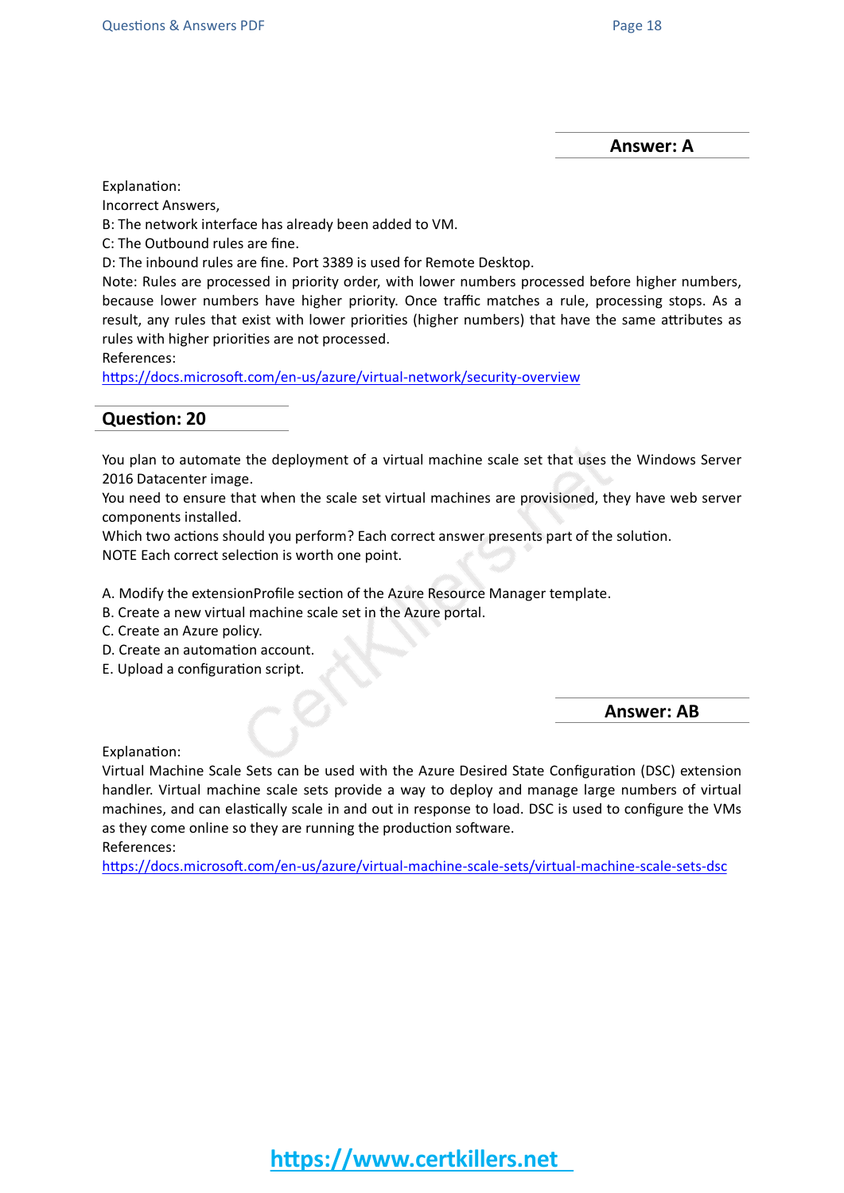**Answer: A**

Explanation:
Incorrect Answers,
B: The network interface has already been added to VM.
C: The Outbound rules are fine.
D: The inbound rules are fine. Port 3389 is used for Remote Desktop.
Note: Rules are processed in priority order, with lower numbers processed before higher numbers, because lower numbers have higher priority. Once traffic matches a rule, processing stops. As a result, any rules that exist with lower priorities (higher numbers) that have the same attributes as rules with higher priorities are not processed.
References:
https://docs.microsoft.com/en-us/azure/virtual-network/security-overview

## Question: 20

You plan to automate the deployment of a virtual machine scale set that uses the Windows Server 2016 Datacenter image.
You need to ensure that when the scale set virtual machines are provisioned, they have web server components installed.
Which two actions should you perform? Each correct answer presents part of the solution.
NOTE Each correct selection is worth one point.

A. Modify the extensionProfile section of the Azure Resource Manager template.
B. Create a new virtual machine scale set in the Azure portal.
C. Create an Azure policy.
D. Create an automation account.
E. Upload a configuration script.

**Answer: AB**

Explanation:
Virtual Machine Scale Sets can be used with the Azure Desired State Configuration (DSC) extension handler. Virtual machine scale sets provide a way to deploy and manage large numbers of virtual machines, and can elastically scale in and out in response to load. DSC is used to configure the VMs as they come online so they are running the production software.
References:
https://docs.microsoft.com/en-us/azure/virtual-machine-scale-sets/virtual-machine-scale-sets-dsc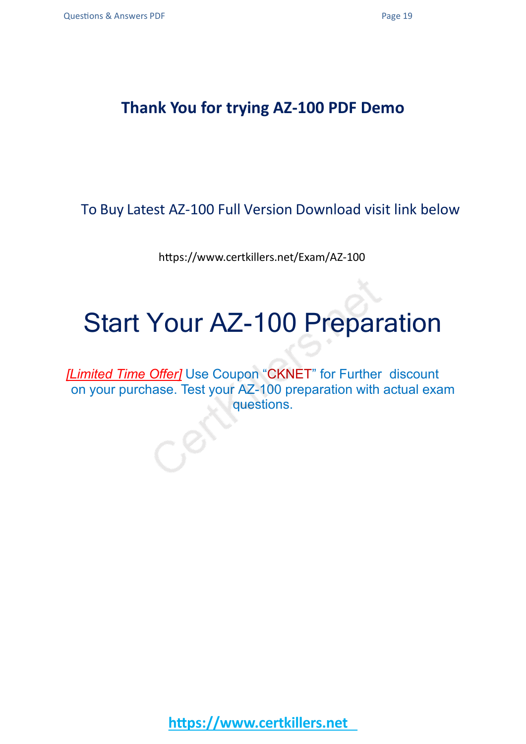## Thank You for trying AZ-100 PDF Demo

To Buy Latest AZ-100 Full Version Download visit link below

https://www.certkillers.net/Exam/AZ-100

# Start Your AZ-100 Preparation

*[Limited Time Offer]* Use Coupon "CKNET" for Further discount on your purchase. Test your AZ-100 preparation with actual exam questions.

**https://www.certkillers.net**